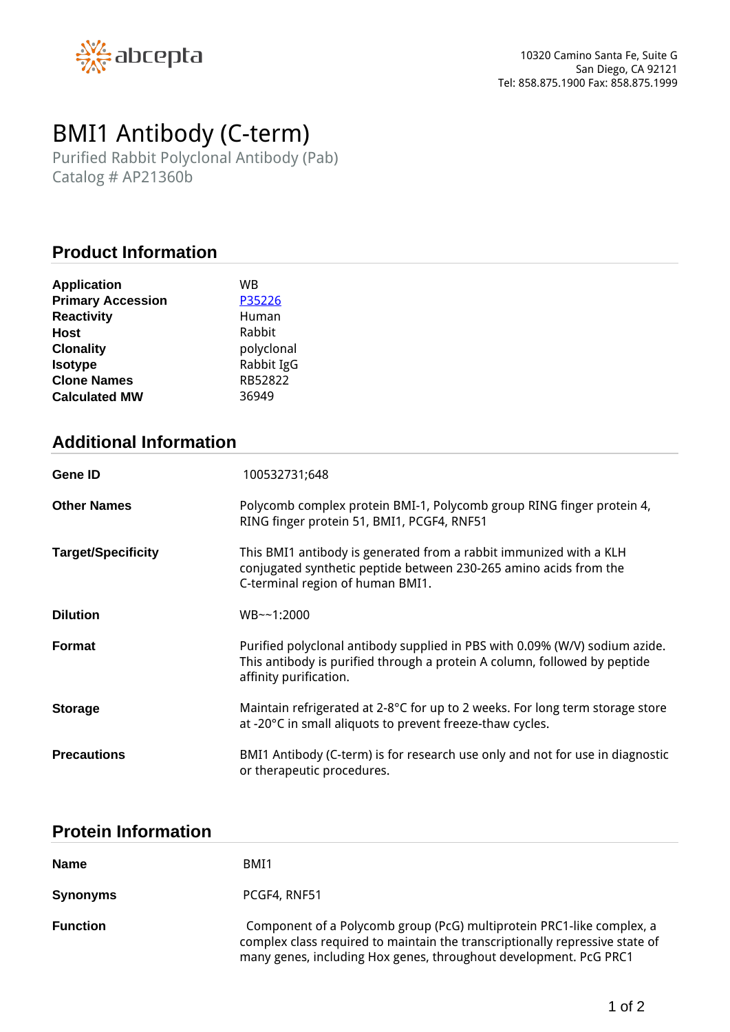abcepta

10320 Camino Santa Fe, Suite G
San Diego, CA 92121
Tel: 858.875.1900 Fax: 858.875.1999

# BMI1 Antibody (C-term)

Purified Rabbit Polyclonal Antibody (Pab)
Catalog # AP21360b

## Product Information

| | |
|---|---|
| **Application** | WB |
| **Primary Accession** | [P35226](P35226) |
| **Reactivity** | Human |
| **Host** | Rabbit |
| **Clonality** | polyclonal |
| **Isotype** | Rabbit IgG |
| **Clone Names** | RB52822 |
| **Calculated MW** | 36949 |

## Additional Information

| | |
|---|---|
| **Gene ID** | 100532731;648 |
| **Other Names** | Polycomb complex protein BMI-1, Polycomb group RING finger protein 4, RING finger protein 51, BMI1, PCGF4, RNF51 |
| **Target/Specificity** | This BMI1 antibody is generated from a rabbit immunized with a KLH conjugated synthetic peptide between 230-265 amino acids from the C-terminal region of human BMI1. |
| **Dilution** | WB~~1:2000 |
| **Format** | Purified polyclonal antibody supplied in PBS with 0.09% (W/V) sodium azide. This antibody is purified through a protein A column, followed by peptide affinity purification. |
| **Storage** | Maintain refrigerated at 2-8°C for up to 2 weeks. For long term storage store at -20°C in small aliquots to prevent freeze-thaw cycles. |
| **Precautions** | BMI1 Antibody (C-term) is for research use only and not for use in diagnostic or therapeutic procedures. |

## Protein Information

| | |
|---|---|
| **Name** | BMI1 |
| **Synonyms** | PCGF4, RNF51 |
| **Function** | Component of a Polycomb group (PcG) multiprotein PRC1-like complex, a complex class required to maintain the transcriptionally repressive state of many genes, including Hox genes, throughout development. PcG PRC1 |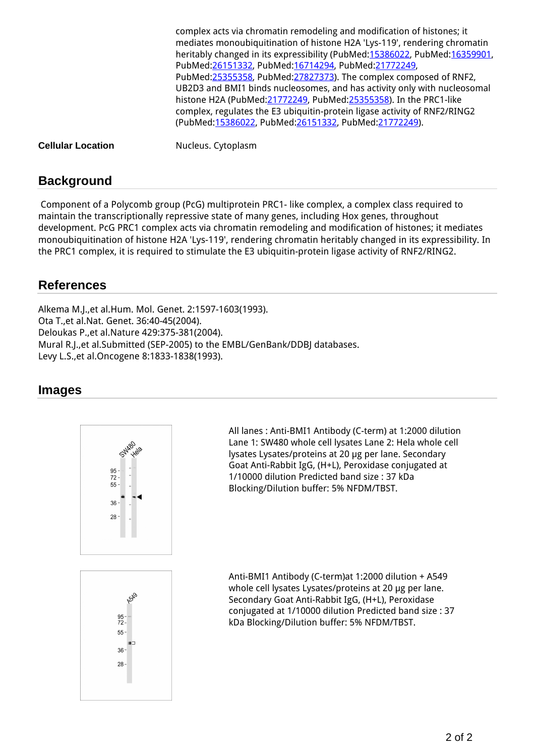complex acts via chromatin remodeling and modification of histones; it mediates monoubiquitination of histone H2A 'Lys-119', rendering chromatin heritably changed in its expressibility (PubMed:15386022, PubMed:16359901, PubMed:26151332, PubMed:16714294, PubMed:21772249, PubMed:25355358, PubMed:27827373). The complex composed of RNF2, UB2D3 and BMI1 binds nucleosomes, and has activity only with nucleosomal histone H2A (PubMed:21772249, PubMed:25355358). In the PRC1-like complex, regulates the E3 ubiquitin-protein ligase activity of RNF2/RING2 (PubMed:15386022, PubMed:26151332, PubMed:21772249).

**Cellular Location** Nucleus. Cytoplasm

## Background

Component of a Polycomb group (PcG) multiprotein PRC1- like complex, a complex class required to maintain the transcriptionally repressive state of many genes, including Hox genes, throughout development. PcG PRC1 complex acts via chromatin remodeling and modification of histones; it mediates monoubiquitination of histone H2A 'Lys-119', rendering chromatin heritably changed in its expressibility. In the PRC1 complex, it is required to stimulate the E3 ubiquitin-protein ligase activity of RNF2/RING2.

## References

Alkema M.J.,et al.Hum. Mol. Genet. 2:1597-1603(1993).
Ota T.,et al.Nat. Genet. 36:40-45(2004).
Deloukas P.,et al.Nature 429:375-381(2004).
Mural R.J.,et al.Submitted (SEP-2005) to the EMBL/GenBank/DDBJ databases.
Levy L.S.,et al.Oncogene 8:1833-1838(1993).

## Images

SW480
Hela
95
72
55
36
28

All lanes : Anti-BMI1 Antibody (C-term) at 1:2000 dilution Lane 1: SW480 whole cell lysates Lane 2: Hela whole cell lysates Lysates/proteins at 20 µg per lane. Secondary Goat Anti-Rabbit IgG, (H+L), Peroxidase conjugated at 1/10000 dilution Predicted band size : 37 kDa Blocking/Dilution buffer: 5% NFDM/TBST.

A549
95
72
55
36
28

Anti-BMI1 Antibody (C-term)at 1:2000 dilution + A549 whole cell lysates Lysates/proteins at 20 µg per lane. Secondary Goat Anti-Rabbit IgG, (H+L), Peroxidase conjugated at 1/10000 dilution Predicted band size : 37 kDa Blocking/Dilution buffer: 5% NFDM/TBST.